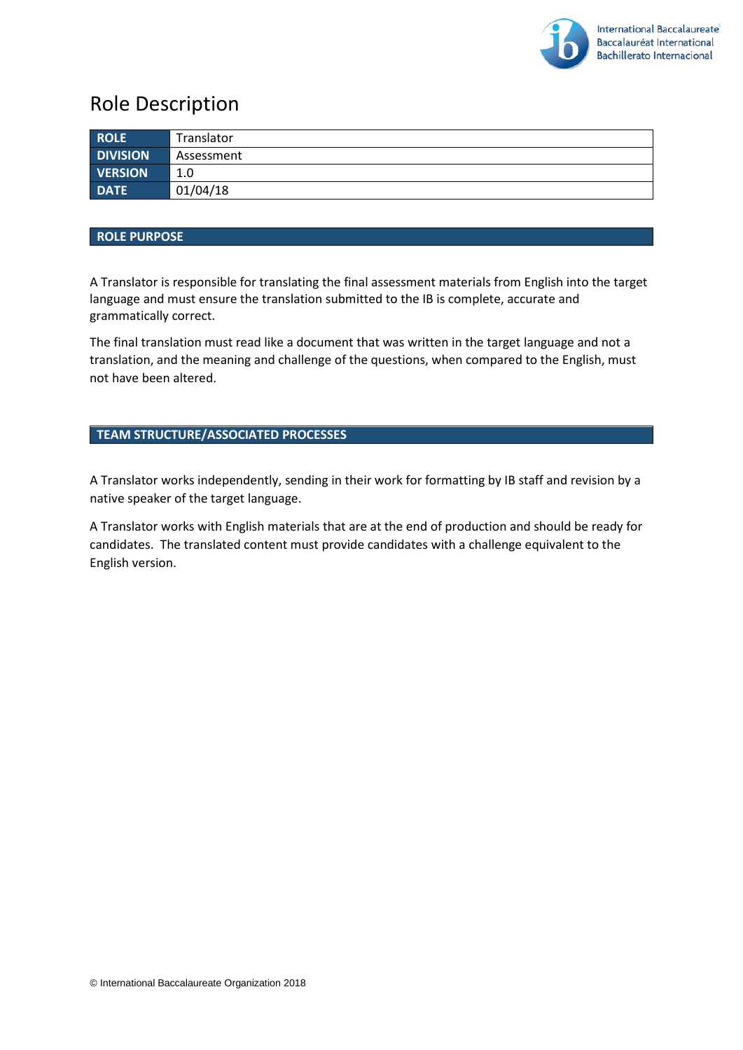# Role Description

| ROLE | Translator |
|---|---|
| DIVISION | Assessment |
| VERSION | 1.0 |
| DATE | 01/04/18 |

## ROLE PURPOSE

A Translator is responsible for translating the final assessment materials from English into the target language and must ensure the translation submitted to the IB is complete, accurate and grammatically correct.

The final translation must read like a document that was written in the target language and not a translation, and the meaning and challenge of the questions, when compared to the English, must not have been altered.

## TEAM STRUCTURE/ASSOCIATED PROCESSES

A Translator works independently, sending in their work for formatting by IB staff and revision by a native speaker of the target language.

A Translator works with English materials that are at the end of production and should be ready for candidates. The translated content must provide candidates with a challenge equivalent to the English version.

© International Baccalaureate Organization 2018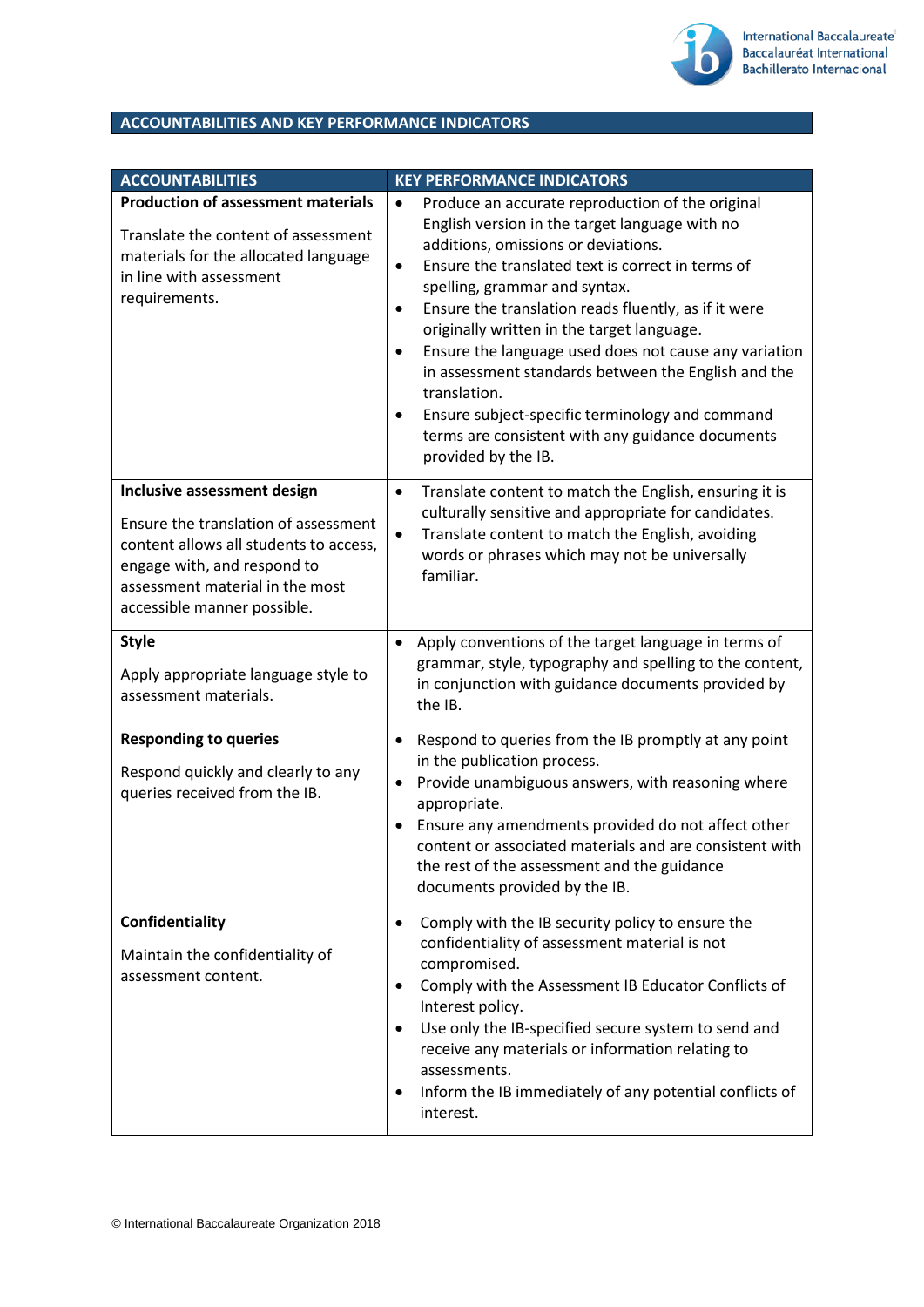## ACCOUNTABILITIES AND KEY PERFORMANCE INDICATORS

| ACCOUNTABILITIES | KEY PERFORMANCE INDICATORS |
|---|---|
| **Production of assessment materials**<br><br>Translate the content of assessment materials for the allocated language in line with assessment requirements. | • Produce an accurate reproduction of the original English version in the target language with no additions, omissions or deviations.<br>• Ensure the translated text is correct in terms of spelling, grammar and syntax.<br>• Ensure the translation reads fluently, as if it were originally written in the target language.<br>• Ensure the language used does not cause any variation in assessment standards between the English and the translation.<br>• Ensure subject-specific terminology and command terms are consistent with any guidance documents provided by the IB. |
| **Inclusive assessment design**<br><br>Ensure the translation of assessment content allows all students to access, engage with, and respond to assessment material in the most accessible manner possible. | • Translate content to match the English, ensuring it is culturally sensitive and appropriate for candidates.<br>• Translate content to match the English, avoiding words or phrases which may not be universally familiar. |
| **Style**<br><br>Apply appropriate language style to assessment materials. | • Apply conventions of the target language in terms of grammar, style, typography and spelling to the content, in conjunction with guidance documents provided by the IB. |
| **Responding to queries**<br><br>Respond quickly and clearly to any queries received from the IB. | • Respond to queries from the IB promptly at any point in the publication process.<br>• Provide unambiguous answers, with reasoning where appropriate.<br>• Ensure any amendments provided do not affect other content or associated materials and are consistent with the rest of the assessment and the guidance documents provided by the IB. |
| **Confidentiality**<br><br>Maintain the confidentiality of assessment content. | • Comply with the IB security policy to ensure the confidentiality of assessment material is not compromised.<br>• Comply with the Assessment IB Educator Conflicts of Interest policy.<br>• Use only the IB-specified secure system to send and receive any materials or information relating to assessments.<br>• Inform the IB immediately of any potential conflicts of interest. |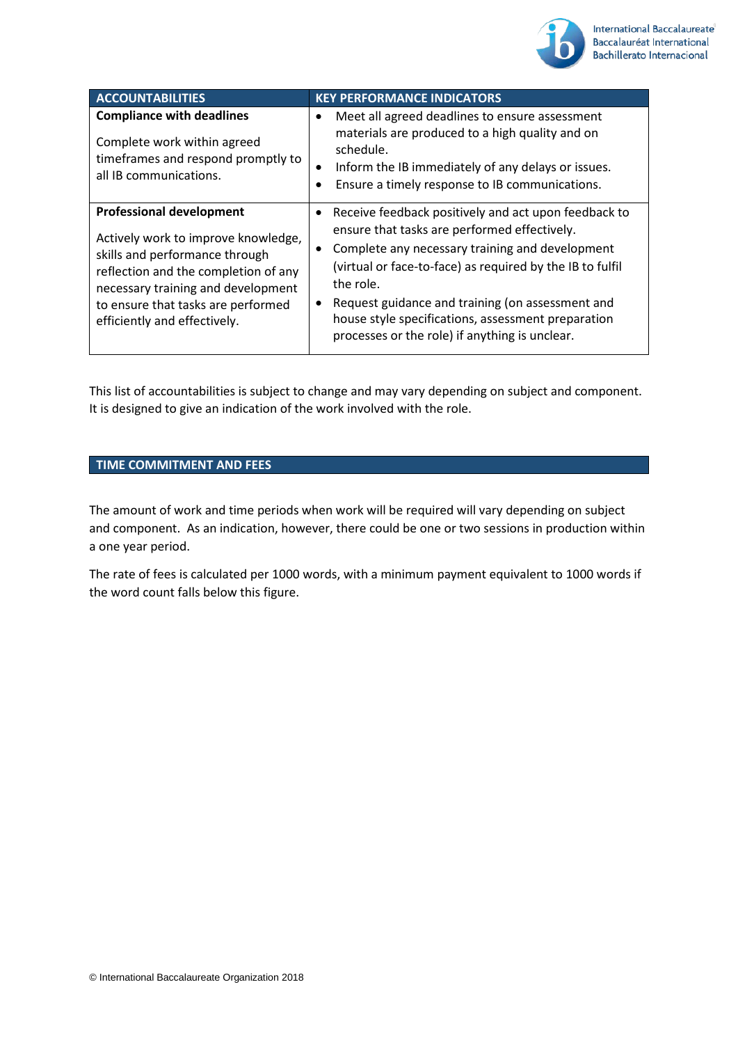| ACCOUNTABILITIES | KEY PERFORMANCE INDICATORS |
| --- | --- |
| **Compliance with deadlines**<br><br>Complete work within agreed timeframes and respond promptly to all IB communications. | • Meet all agreed deadlines to ensure assessment materials are produced to a high quality and on schedule.<br>• Inform the IB immediately of any delays or issues.<br>• Ensure a timely response to IB communications. |
| **Professional development**<br><br>Actively work to improve knowledge, skills and performance through reflection and the completion of any necessary training and development to ensure that tasks are performed efficiently and effectively. | • Receive feedback positively and act upon feedback to ensure that tasks are performed effectively.<br>• Complete any necessary training and development (virtual or face-to-face) as required by the IB to fulfil the role.<br>• Request guidance and training (on assessment and house style specifications, assessment preparation processes or the role) if anything is unclear. |

This list of accountabilities is subject to change and may vary depending on subject and component. It is designed to give an indication of the work involved with the role.

## TIME COMMITMENT AND FEES

The amount of work and time periods when work will be required will vary depending on subject and component. As an indication, however, there could be one or two sessions in production within a one year period.

The rate of fees is calculated per 1000 words, with a minimum payment equivalent to 1000 words if the word count falls below this figure.

© International Baccalaureate Organization 2018